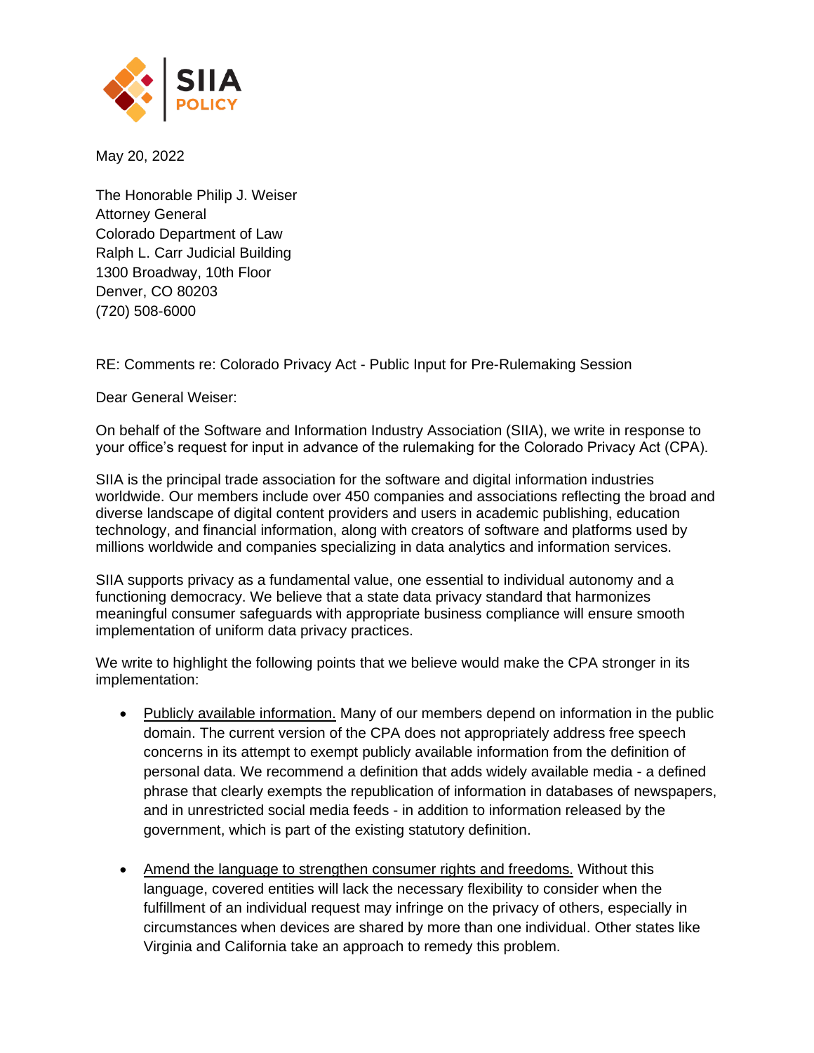SIIA POLICY

May 20, 2022

The Honorable Philip J. Weiser
Attorney General
Colorado Department of Law
Ralph L. Carr Judicial Building
1300 Broadway, 10th Floor
Denver, CO 80203
(720) 508-6000

RE: Comments re: Colorado Privacy Act - Public Input for Pre-Rulemaking Session

Dear General Weiser:

On behalf of the Software and Information Industry Association (SIIA), we write in response to your office's request for input in advance of the rulemaking for the Colorado Privacy Act (CPA).

SIIA is the principal trade association for the software and digital information industries worldwide. Our members include over 450 companies and associations reflecting the broad and diverse landscape of digital content providers and users in academic publishing, education technology, and financial information, along with creators of software and platforms used by millions worldwide and companies specializing in data analytics and information services.

SIIA supports privacy as a fundamental value, one essential to individual autonomy and a functioning democracy. We believe that a state data privacy standard that harmonizes meaningful consumer safeguards with appropriate business compliance will ensure smooth implementation of uniform data privacy practices.

We write to highlight the following points that we believe would make the CPA stronger in its implementation:

- Publicly available information. Many of our members depend on information in the public domain. The current version of the CPA does not appropriately address free speech concerns in its attempt to exempt publicly available information from the definition of personal data. We recommend a definition that adds widely available media - a defined phrase that clearly exempts the republication of information in databases of newspapers, and in unrestricted social media feeds - in addition to information released by the government, which is part of the existing statutory definition.

- Amend the language to strengthen consumer rights and freedoms. Without this language, covered entities will lack the necessary flexibility to consider when the fulfillment of an individual request may infringe on the privacy of others, especially in circumstances when devices are shared by more than one individual. Other states like Virginia and California take an approach to remedy this problem.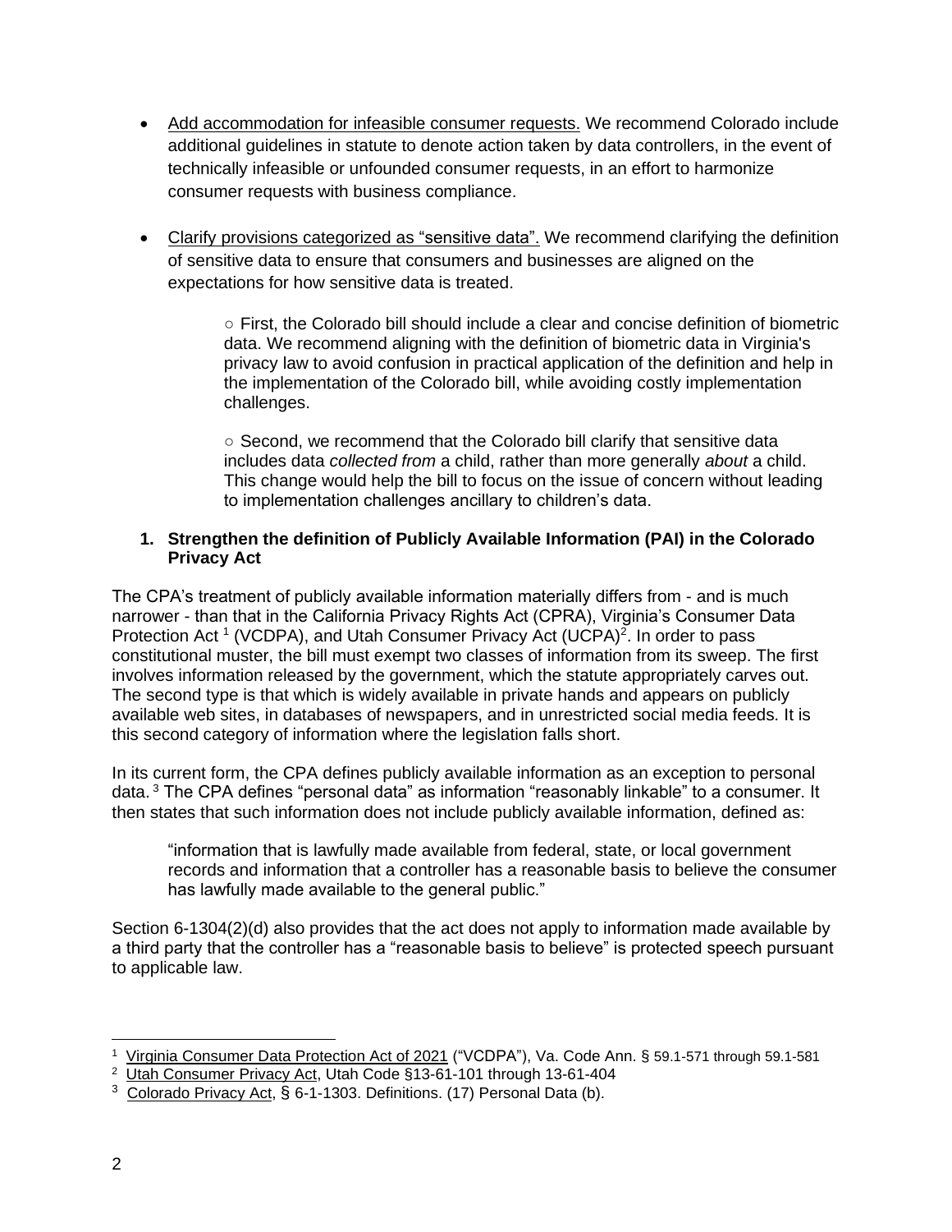- Add accommodation for infeasible consumer requests. We recommend Colorado include additional guidelines in statute to denote action taken by data controllers, in the event of technically infeasible or unfounded consumer requests, in an effort to harmonize consumer requests with business compliance.

- Clarify provisions categorized as "sensitive data". We recommend clarifying the definition of sensitive data to ensure that consumers and businesses are aligned on the expectations for how sensitive data is treated.

  - First, the Colorado bill should include a clear and concise definition of biometric data. We recommend aligning with the definition of biometric data in Virginia's privacy law to avoid confusion in practical application of the definition and help in the implementation of the Colorado bill, while avoiding costly implementation challenges.

  - Second, we recommend that the Colorado bill clarify that sensitive data includes data *collected from* a child, rather than more generally *about* a child. This change would help the bill to focus on the issue of concern without leading to implementation challenges ancillary to children's data.

**1. Strengthen the definition of Publicly Available Information (PAI) in the Colorado Privacy Act**

The CPA's treatment of publicly available information materially differs from - and is much narrower - than that in the California Privacy Rights Act (CPRA), Virginia's Consumer Data Protection Act [1] (VCDPA), and Utah Consumer Privacy Act (UCPA)[2]. In order to pass constitutional muster, the bill must exempt two classes of information from its sweep. The first involves information released by the government, which the statute appropriately carves out. The second type is that which is widely available in private hands and appears on publicly available web sites, in databases of newspapers, and in unrestricted social media feeds. It is this second category of information where the legislation falls short.

In its current form, the CPA defines publicly available information as an exception to personal data. [3] The CPA defines "personal data" as information "reasonably linkable" to a consumer. It then states that such information does not include publicly available information, defined as:

> "information that is lawfully made available from federal, state, or local government records and information that a controller has a reasonable basis to believe the consumer has lawfully made available to the general public."

Section 6-1304(2)(d) also provides that the act does not apply to information made available by a third party that the controller has a "reasonable basis to believe" is protected speech pursuant to applicable law.

---

[1] Virginia Consumer Data Protection Act of 2021 ("VCDPA"), Va. Code Ann. § 59.1-571 through 59.1-581

[2] Utah Consumer Privacy Act, Utah Code §13-61-101 through 13-61-404

[3] Colorado Privacy Act, § 6-1-1303. Definitions. (17) Personal Data (b).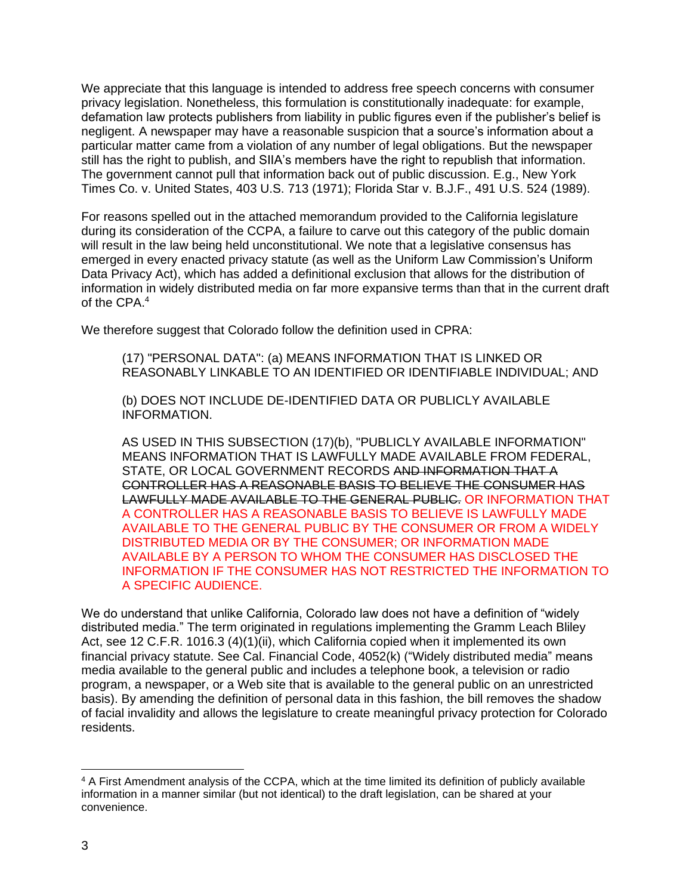We appreciate that this language is intended to address free speech concerns with consumer privacy legislation. Nonetheless, this formulation is constitutionally inadequate: for example, defamation law protects publishers from liability in public figures even if the publisher's belief is negligent. A newspaper may have a reasonable suspicion that a source's information about a particular matter came from a violation of any number of legal obligations. But the newspaper still has the right to publish, and SIIA's members have the right to republish that information. The government cannot pull that information back out of public discussion. E.g., New York Times Co. v. United States, 403 U.S. 713 (1971); Florida Star v. B.J.F., 491 U.S. 524 (1989).

For reasons spelled out in the attached memorandum provided to the California legislature during its consideration of the CCPA, a failure to carve out this category of the public domain will result in the law being held unconstitutional. We note that a legislative consensus has emerged in every enacted privacy statute (as well as the Uniform Law Commission's Uniform Data Privacy Act), which has added a definitional exclusion that allows for the distribution of information in widely distributed media on far more expansive terms than that in the current draft of the CPA.[4]

We therefore suggest that Colorado follow the definition used in CPRA:

> (17) "PERSONAL DATA": (a) MEANS INFORMATION THAT IS LINKED OR REASONABLY LINKABLE TO AN IDENTIFIED OR IDENTIFIABLE INDIVIDUAL; AND
>
> (b) DOES NOT INCLUDE DE-IDENTIFIED DATA OR PUBLICLY AVAILABLE INFORMATION.
>
> AS USED IN THIS SUBSECTION (17)(b), "PUBLICLY AVAILABLE INFORMATION" MEANS INFORMATION THAT IS LAWFULLY MADE AVAILABLE FROM FEDERAL, STATE, OR LOCAL GOVERNMENT RECORDS ~~AND INFORMATION THAT A CONTROLLER HAS A REASONABLE BASIS TO BELIEVE THE CONSUMER HAS LAWFULLY MADE AVAILABLE TO THE GENERAL PUBLIC.~~ OR INFORMATION THAT A CONTROLLER HAS A REASONABLE BASIS TO BELIEVE IS LAWFULLY MADE AVAILABLE TO THE GENERAL PUBLIC BY THE CONSUMER OR FROM A WIDELY DISTRIBUTED MEDIA OR BY THE CONSUMER; OR INFORMATION MADE AVAILABLE BY A PERSON TO WHOM THE CONSUMER HAS DISCLOSED THE INFORMATION IF THE CONSUMER HAS NOT RESTRICTED THE INFORMATION TO A SPECIFIC AUDIENCE.

We do understand that unlike California, Colorado law does not have a definition of "widely distributed media." The term originated in regulations implementing the Gramm Leach Bliley Act, see 12 C.F.R. 1016.3 (4)(1)(ii), which California copied when it implemented its own financial privacy statute. See Cal. Financial Code, 4052(k) ("Widely distributed media" means media available to the general public and includes a telephone book, a television or radio program, a newspaper, or a Web site that is available to the general public on an unrestricted basis). By amending the definition of personal data in this fashion, the bill removes the shadow of facial invalidity and allows the legislature to create meaningful privacy protection for Colorado residents.

[4] A First Amendment analysis of the CCPA, which at the time limited its definition of publicly available information in a manner similar (but not identical) to the draft legislation, can be shared at your convenience.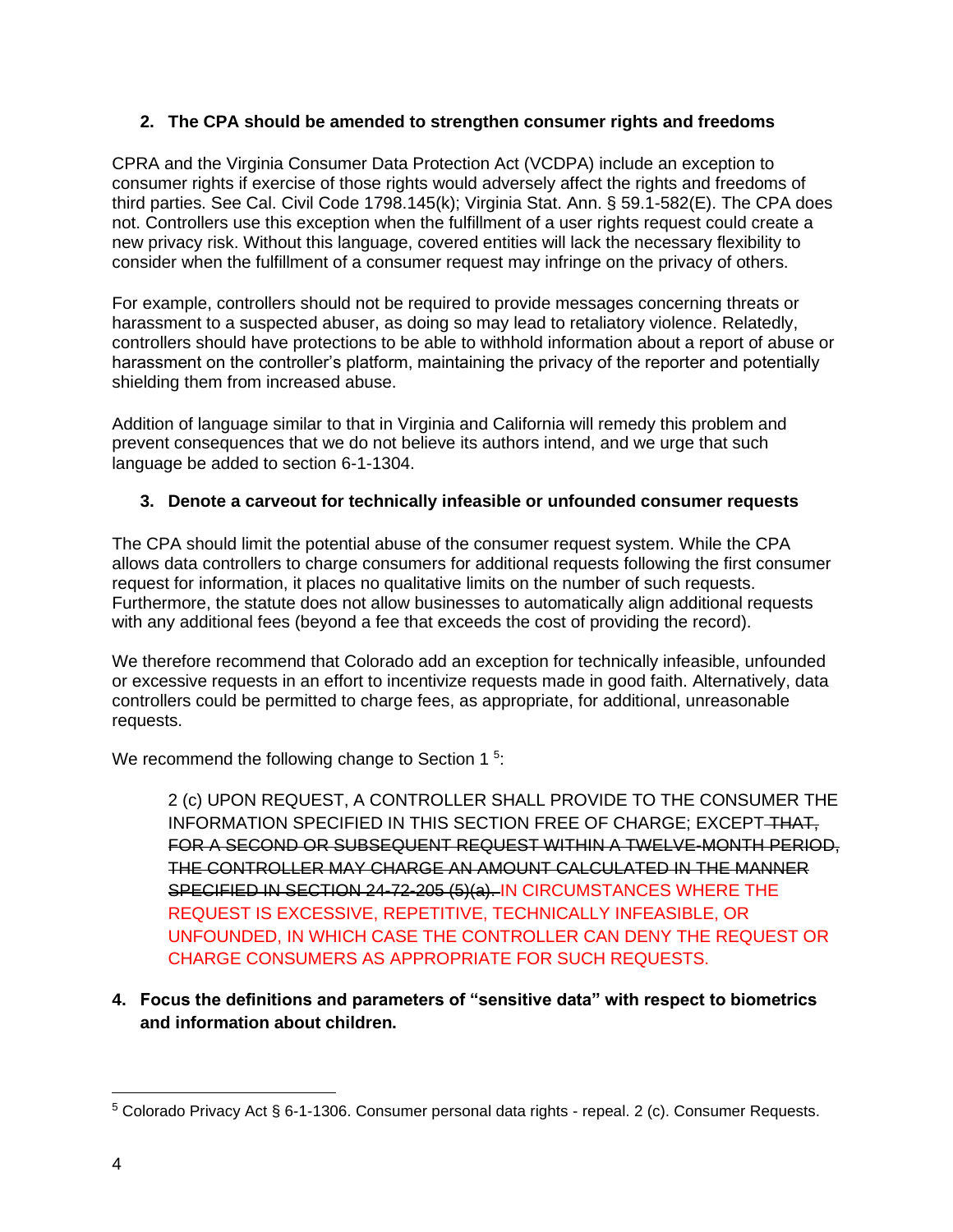## 2. The CPA should be amended to strengthen consumer rights and freedoms

CPRA and the Virginia Consumer Data Protection Act (VCDPA) include an exception to consumer rights if exercise of those rights would adversely affect the rights and freedoms of third parties. See Cal. Civil Code 1798.145(k); Virginia Stat. Ann. § 59.1-582(E). The CPA does not. Controllers use this exception when the fulfillment of a user rights request could create a new privacy risk. Without this language, covered entities will lack the necessary flexibility to consider when the fulfillment of a consumer request may infringe on the privacy of others.

For example, controllers should not be required to provide messages concerning threats or harassment to a suspected abuser, as doing so may lead to retaliatory violence. Relatedly, controllers should have protections to be able to withhold information about a report of abuse or harassment on the controller's platform, maintaining the privacy of the reporter and potentially shielding them from increased abuse.

Addition of language similar to that in Virginia and California will remedy this problem and prevent consequences that we do not believe its authors intend, and we urge that such language be added to section 6-1-1304.

## 3. Denote a carveout for technically infeasible or unfounded consumer requests

The CPA should limit the potential abuse of the consumer request system. While the CPA allows data controllers to charge consumers for additional requests following the first consumer request for information, it places no qualitative limits on the number of such requests. Furthermore, the statute does not allow businesses to automatically align additional requests with any additional fees (beyond a fee that exceeds the cost of providing the record).

We therefore recommend that Colorado add an exception for technically infeasible, unfounded or excessive requests in an effort to incentivize requests made in good faith. Alternatively, data controllers could be permitted to charge fees, as appropriate, for additional, unreasonable requests.

We recommend the following change to Section 1 [5]:

> 2 (c) UPON REQUEST, A CONTROLLER SHALL PROVIDE TO THE CONSUMER THE INFORMATION SPECIFIED IN THIS SECTION FREE OF CHARGE; EXCEPT ~~THAT, FOR A SECOND OR SUBSEQUENT REQUEST WITHIN A TWELVE-MONTH PERIOD, THE CONTROLLER MAY CHARGE AN AMOUNT CALCULATED IN THE MANNER SPECIFIED IN SECTION 24-72-205 (5)(a).~~ IN CIRCUMSTANCES WHERE THE REQUEST IS EXCESSIVE, REPETITIVE, TECHNICALLY INFEASIBLE, OR UNFOUNDED, IN WHICH CASE THE CONTROLLER CAN DENY THE REQUEST OR CHARGE CONSUMERS AS APPROPRIATE FOR SUCH REQUESTS.

## 4. Focus the definitions and parameters of "sensitive data" with respect to biometrics and information about children.

---

[5] Colorado Privacy Act § 6-1-1306. Consumer personal data rights - repeal. 2 (c). Consumer Requests.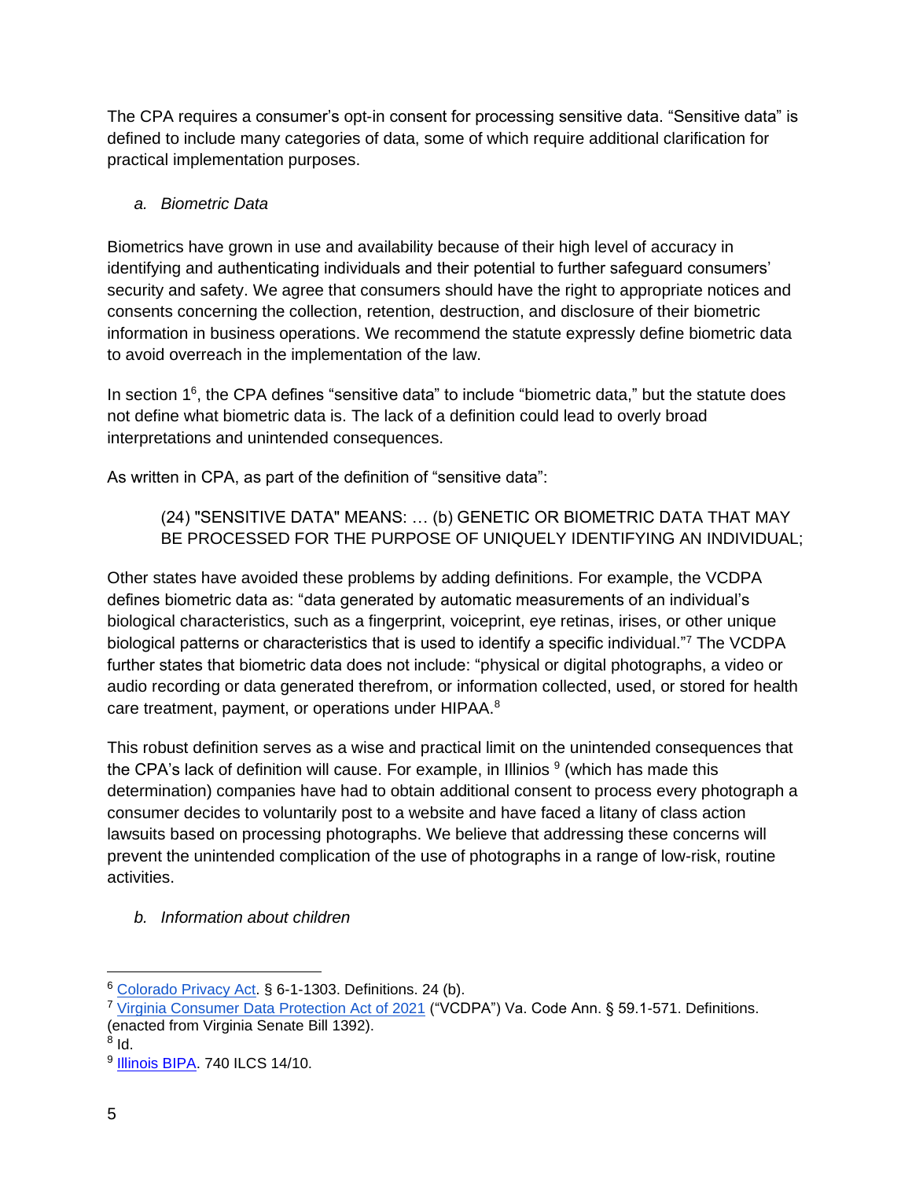The CPA requires a consumer's opt-in consent for processing sensitive data. "Sensitive data" is defined to include many categories of data, some of which require additional clarification for practical implementation purposes.

*a. Biometric Data*

Biometrics have grown in use and availability because of their high level of accuracy in identifying and authenticating individuals and their potential to further safeguard consumers' security and safety. We agree that consumers should have the right to appropriate notices and consents concerning the collection, retention, destruction, and disclosure of their biometric information in business operations. We recommend the statute expressly define biometric data to avoid overreach in the implementation of the law.

In section 1[6], the CPA defines "sensitive data" to include "biometric data," but the statute does not define what biometric data is. The lack of a definition could lead to overly broad interpretations and unintended consequences.

As written in CPA, as part of the definition of "sensitive data":

> (24) "SENSITIVE DATA" MEANS: … (b) GENETIC OR BIOMETRIC DATA THAT MAY BE PROCESSED FOR THE PURPOSE OF UNIQUELY IDENTIFYING AN INDIVIDUAL;

Other states have avoided these problems by adding definitions. For example, the VCDPA defines biometric data as: "data generated by automatic measurements of an individual's biological characteristics, such as a fingerprint, voiceprint, eye retinas, irises, or other unique biological patterns or characteristics that is used to identify a specific individual."[7] The VCDPA further states that biometric data does not include: "physical or digital photographs, a video or audio recording or data generated therefrom, or information collected, used, or stored for health care treatment, payment, or operations under HIPAA.[8]

This robust definition serves as a wise and practical limit on the unintended consequences that the CPA's lack of definition will cause. For example, in Illinios [9] (which has made this determination) companies have had to obtain additional consent to process every photograph a consumer decides to voluntarily post to a website and have faced a litany of class action lawsuits based on processing photographs. We believe that addressing these concerns will prevent the unintended complication of the use of photographs in a range of low-risk, routine activities.

*b. Information about children*

---

[6] Colorado Privacy Act. § 6-1-1303. Definitions. 24 (b).

[7] Virginia Consumer Data Protection Act of 2021 ("VCDPA") Va. Code Ann. § 59.1-571. Definitions. (enacted from Virginia Senate Bill 1392).

[8] Id.

[9] Illinois BIPA. 740 ILCS 14/10.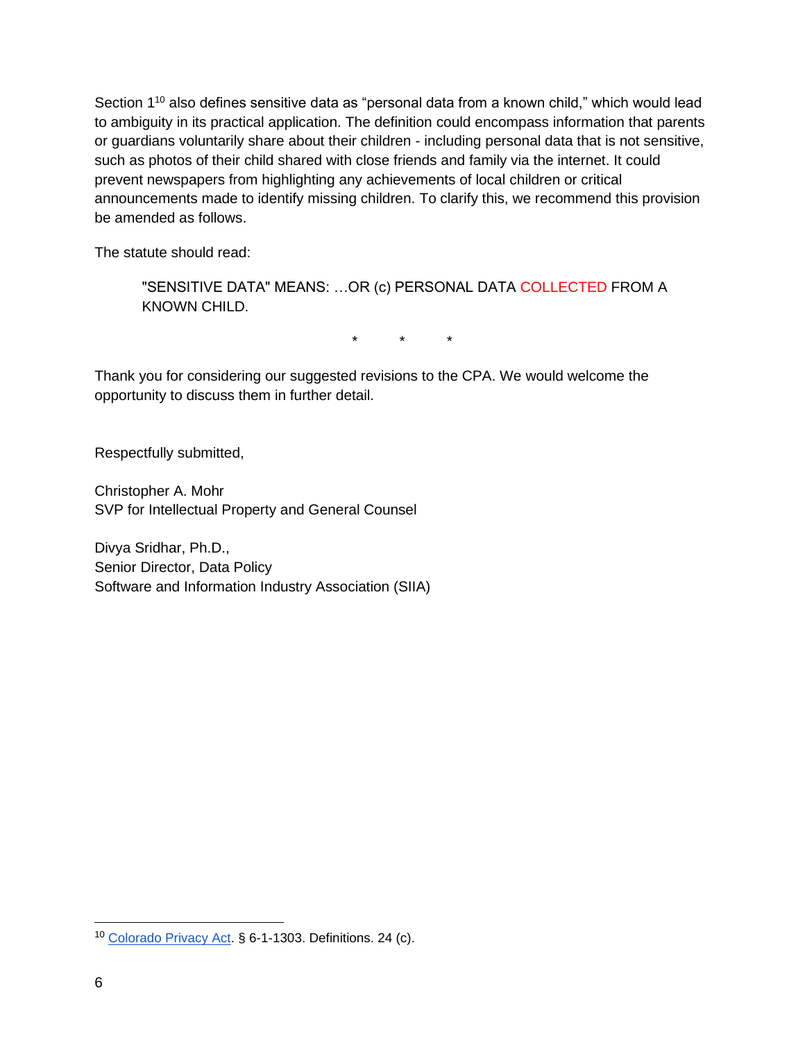Section 1[10] also defines sensitive data as "personal data from a known child," which would lead to ambiguity in its practical application. The definition could encompass information that parents or guardians voluntarily share about their children - including personal data that is not sensitive, such as photos of their child shared with close friends and family via the internet. It could prevent newspapers from highlighting any achievements of local children or critical announcements made to identify missing children. To clarify this, we recommend this provision be amended as follows.

The statute should read:

> "SENSITIVE DATA" MEANS: …OR (c) PERSONAL DATA COLLECTED FROM A KNOWN CHILD.

\* \* \*

Thank you for considering our suggested revisions to the CPA. We would welcome the opportunity to discuss them in further detail.

Respectfully submitted,

Christopher A. Mohr
SVP for Intellectual Property and General Counsel

Divya Sridhar, Ph.D.,
Senior Director, Data Policy
Software and Information Industry Association (SIIA)

---

[10] Colorado Privacy Act. § 6-1-1303. Definitions. 24 (c).